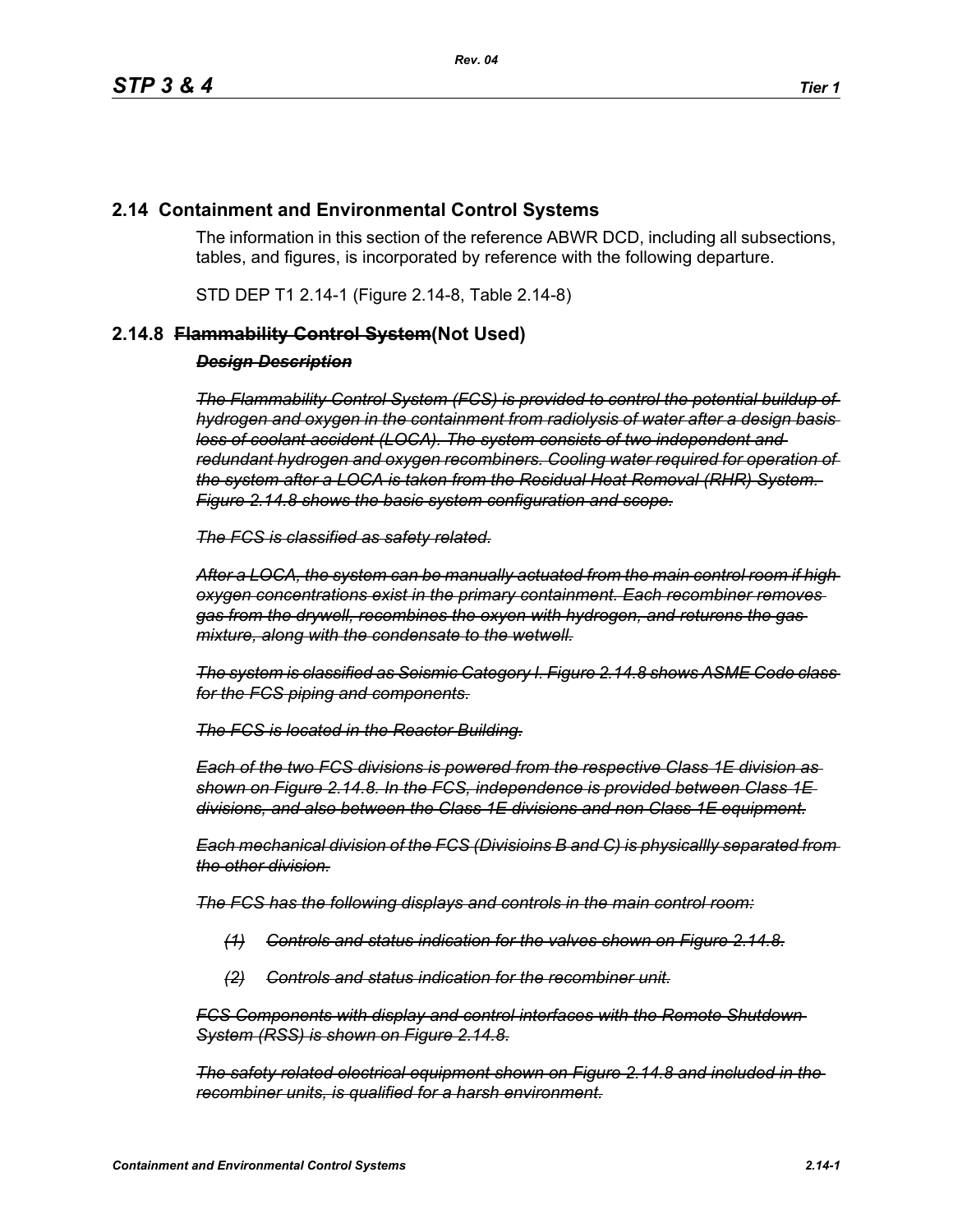## 2.14 Containment and Environmental Control Systems

The information in this section of the reference ABWR DCD, including all subsections, tables, and figures, is incorporated by reference with the following departure.

STD DEP T1 2.14-1 (Figure 2.14-8, Table 2.14-8)

### 2.14.8 ~~Flammability Control System~~(Not Used)

***~~Design Description~~***

*~~The Flammability Control System (FCS) is provided to control the potential buildup of hydrogen and oxygen in the containment from radiolysis of water after a design basis loss of coolant accident (LOCA). The system consists of two independent and redundant hydrogen and oxygen recombiners. Cooling water required for operation of the system after a LOCA is taken from the Residual Heat Removal (RHR) System. Figure 2.14.8 shows the basic system configuration and scope.~~*

*~~The FCS is classified as safety related.~~*

*~~After a LOCA, the system can be manually actuated from the main control room if high oxygen concentrations exist in the primary containment. Each recombiner removes gas from the drywell, recombines the oxyen with hydrogen, and returens the gas mixture, along with the condensate to the wetwell.~~*

*~~The system is classified as Seismic Category I. Figure 2.14.8 shows ASME Code class for the FCS piping and components.~~*

*~~The FCS is located in the Reactor Building.~~*

*~~Each of the two FCS divisions is powered from the respective Class 1E division as shown on Figure 2.14.8. In the FCS, independence is provided between Class 1E divisions, and also between the Class 1E divisions and non-Class 1E equipment.~~*

*~~Each mechanical division of the FCS (Divisioins B and C) is physicallly separated from the other division.~~*

*~~The FCS has the following displays and controls in the main control room:~~*

*~~(1) Controls and status indication for the valves shown on Figure 2.14.8.~~*

*~~(2) Controls and status indication for the recombiner unit.~~*

*~~FCS Components with display and control interfaces with the Remote Shutdown System (RSS) is shown on Figure 2.14.8.~~*

*~~The safety-related electrical equipment shown on Figure 2.14.8 and included in the recombiner units, is qualified for a harsh environment.~~*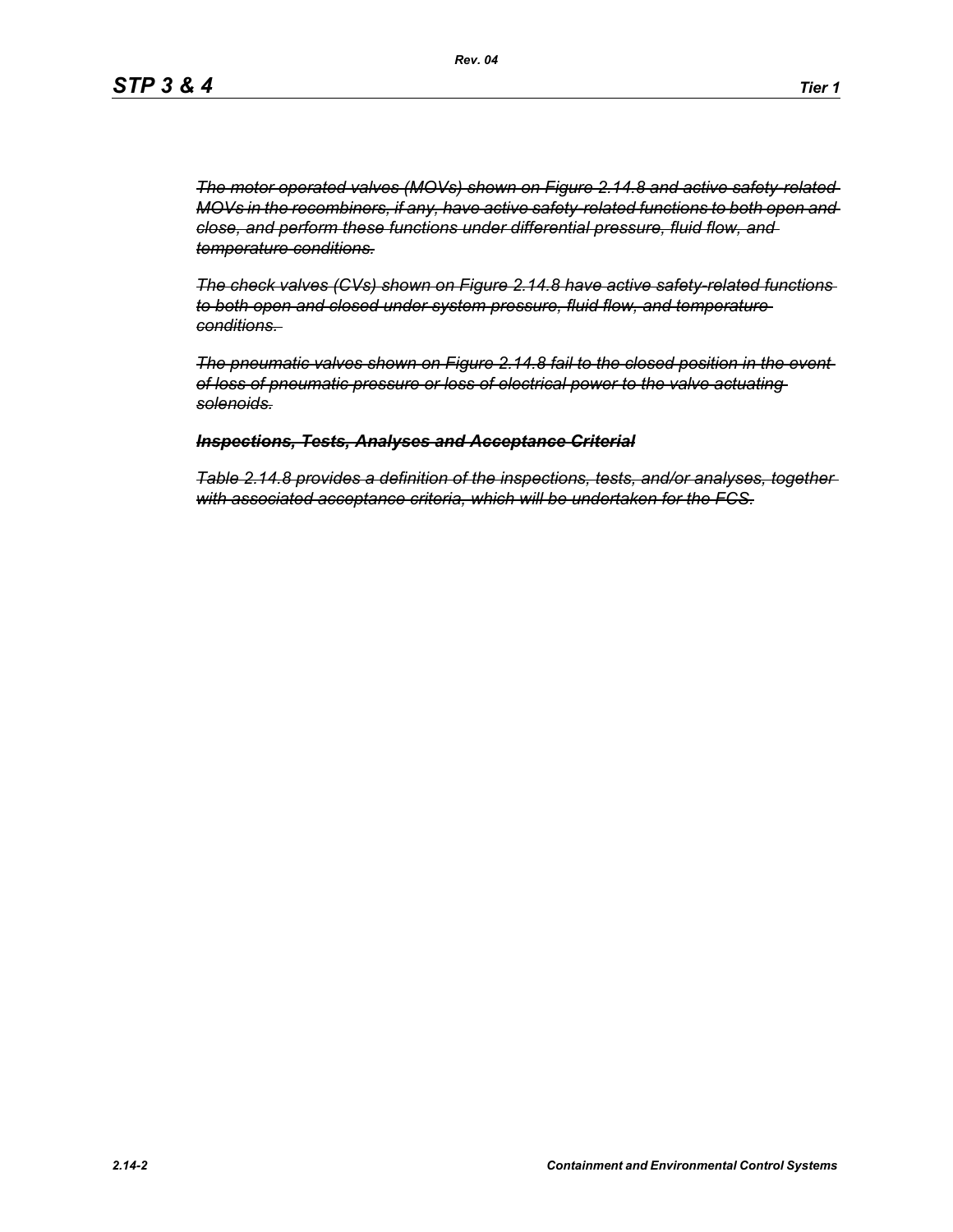~~*The motor operated valves (MOVs) shown on Figure 2.14.8 and active safety-related MOVs in the recombiners, if any, have active safety-related functions to both open and close, and perform these functions under differential pressure, fluid flow, and temperature conditions.*~~

~~*The check valves (CVs) shown on Figure 2.14.8 have active safety-related functions to both open and closed under system pressure, fluid flow, and temperature conditions.*~~

~~*The pneumatic valves shown on Figure 2.14.8 fail to the closed position in the event of loss of pneumatic pressure or loss of electrical power to the valve actuating solenoids.*~~

~~***Inspections, Tests, Analyses and Acceptance Criterial***~~

~~*Table 2.14.8 provides a definition of the inspections, tests, and/or analyses, together with associated acceptance criteria, which will be undertaken for the FCS.*~~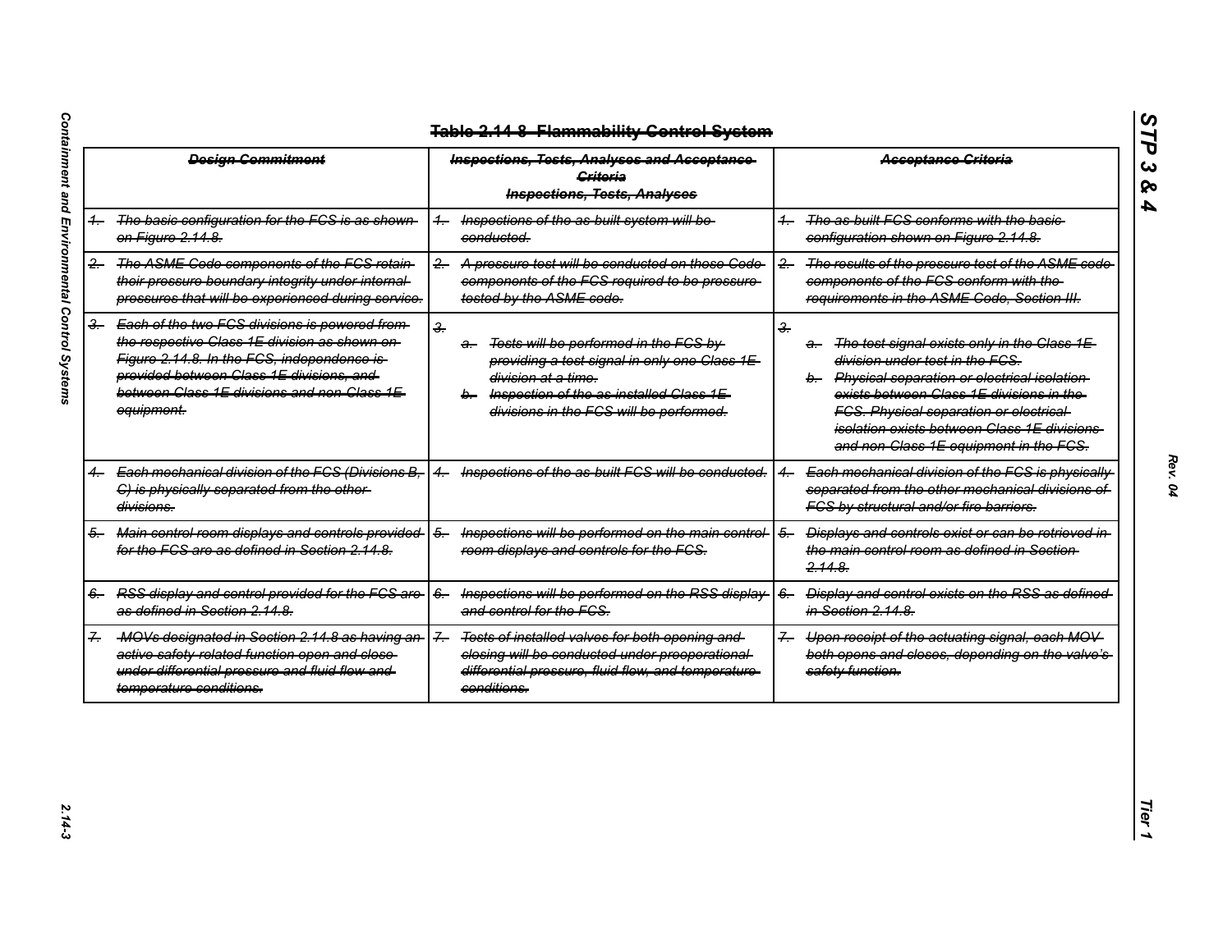~~**Table 2.14-8 Flammability Control System**~~

| ~~*Design Commitment*~~ | ~~*Inspections, Tests, Analyses and Acceptance Criteria*~~ *Inspections, Tests, Analyses* | ~~*Acceptance Criteria*~~ |
|---|---|---|
| ~~*1. The basic configuration for the FCS is as shown on Figure 2.14.8.*~~ | ~~*1. Inspections of the as-built system will be conducted.*~~ | ~~*1. The as-built FCS conforms with the basic configuration shown on Figure 2.14.8.*~~ |
| ~~*2. The ASME Code components of the FCS retain their pressure boundary integrity under internal pressures that will be experienced during service.*~~ | ~~*2. A pressure test will be conducted on those Code components of the FCS required to be pressure tested by the ASME code.*~~ | ~~*2. The results of the pressure test of the ASME code components of the FCS conform with the requirements in the ASME Code, Section III.*~~ |
| ~~*3. Each of the two FCS divisions is powered from the respective Class 1E division as shown on Figure 2.14.8. In the FCS, independence is provided between Class 1E divisions, and between Class 1E divisions and non-Class 1E equipment.*~~ | ~~*3.*~~ ~~*a. Tests will be performed in the FCS by providing a test signal in only one Class 1E division at a time.*~~ ~~*b. Inspection of the as-installed Class 1E divisions in the FCS will be performed.*~~ | ~~*3.*~~ ~~*a. The test signal exists only in the Class 1E division under test in the FCS.*~~ ~~*b. Physical separation or electrical isolation exists between Class 1E divisions in the FCS. Physical separation or electrical isolation exists between Class 1E divisions and non-Class 1E equipment in the FCS.*~~ |
| ~~*4. Each mechanical division of the FCS (Divisions B, C) is physically separated from the other divisions.*~~ | ~~*4. Inspections of the as-built FCS will be conducted.*~~ | ~~*4. Each mechanical division of the FCS is physically separated from the other mechanical divisions of FCS by structural and/or fire barriers.*~~ |
| ~~*5. Main control room displays and controls provided for the FCS are as defined in Section 2.14.8.*~~ | ~~*5. Inspections will be performed on the main control room displays and controls for the FCS.*~~ | ~~*5. Displays and controls exist or can be retrieved in the main control room as defined in Section 2.14.8.*~~ |
| ~~*6. RSS display and control provided for the FCS are as defined in Section 2.14.8.*~~ | ~~*6. Inspections will be performed on the RSS display and control for the FCS.*~~ | ~~*6. Display and control exists on the RSS as defined in Section 2.14.8.*~~ |
| ~~*7. MOVs designated in Section 2.14.8 as having an active safety-related function open and close under differential pressure and fluid flow and temperature conditions.*~~ | ~~*7. Tests of installed valves for both opening and closing will be conducted under preoperational differential pressure, fluid flow, and temperature conditions.*~~ | ~~*7. Upon receipt of the actuating signal, each MOV both opens and closes, depending on the valve's safety function.*~~ |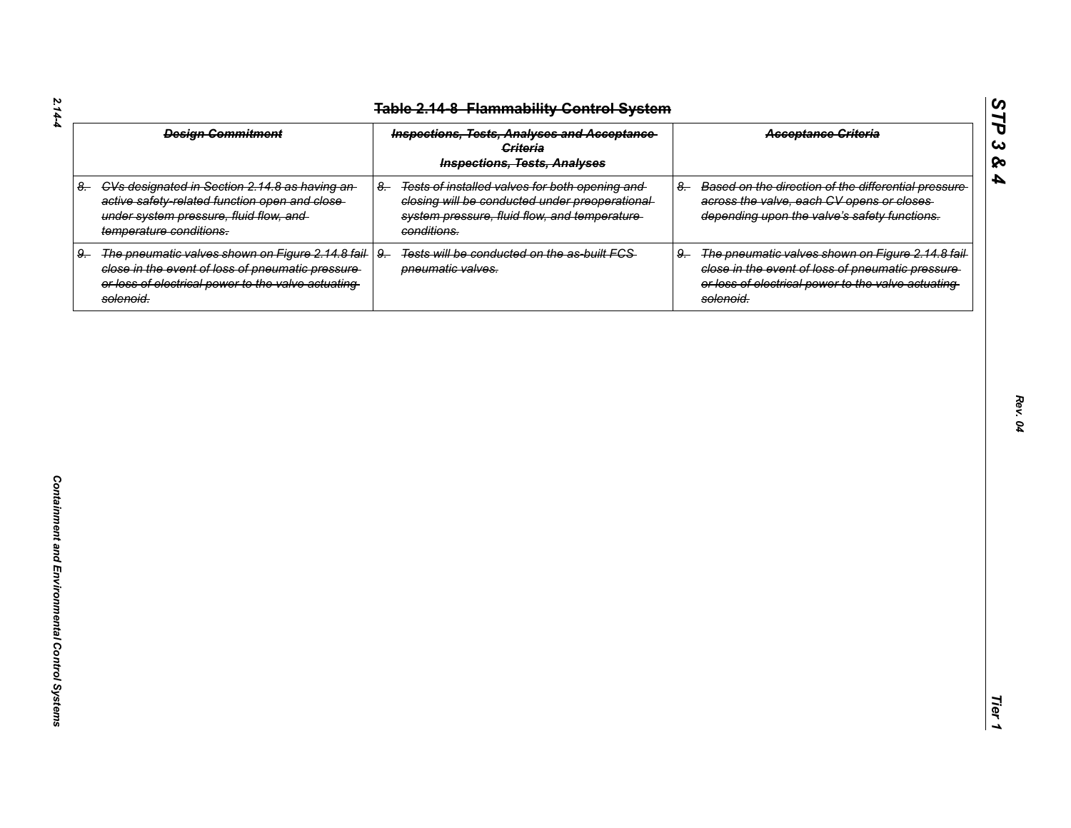## Table 2.14-8 Flammability Control System

| Design Commitment | Inspections, Tests, Analyses and Acceptance Criteria<br>Inspections, Tests, Analyses | Acceptance Criteria |
|---|---|---|
| 8. CVs designated in Section 2.14.8 as having an active safety-related function open and close under system pressure, fluid flow, and temperature conditions. | 8. Tests of installed valves for both opening and closing will be conducted under preoperational system pressure, fluid flow, and temperature conditions. | 8. Based on the direction of the differential pressure across the valve, each CV opens or closes depending upon the valve's safety functions. |
| 9. The pneumatic valves shown on Figure 2.14.8 fail close in the event of loss of pneumatic pressure or loss of electrical power to the valve actuating solenoid. | 9. Tests will be conducted on the as-built FCS pneumatic valves. | 9. The pneumatic valves shown on Figure 2.14.8 fail close in the event of loss of pneumatic pressure or loss of electrical power to the valve actuating solenoid. |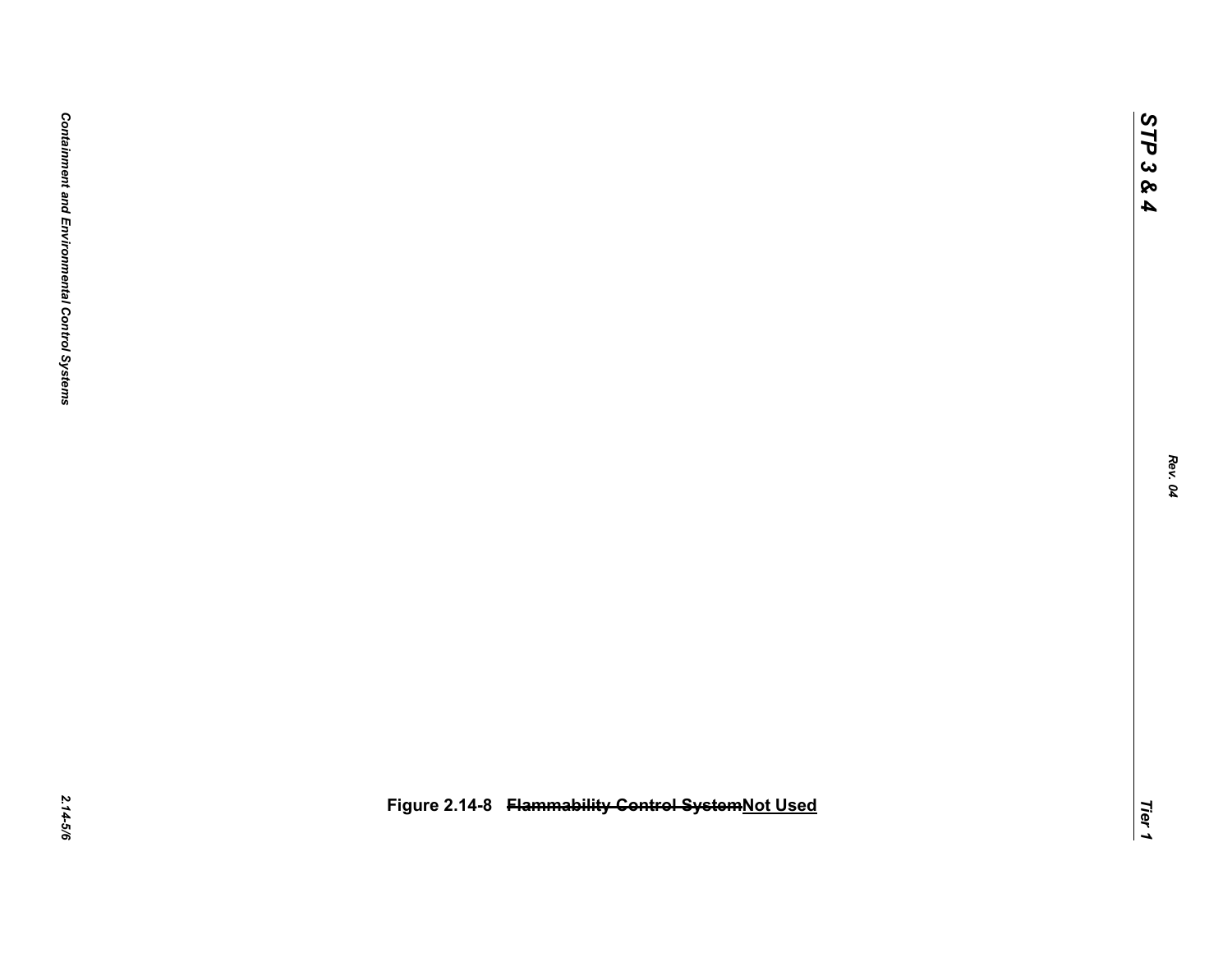Figure 2.14-8 ~~Flammability Control System~~Not Used